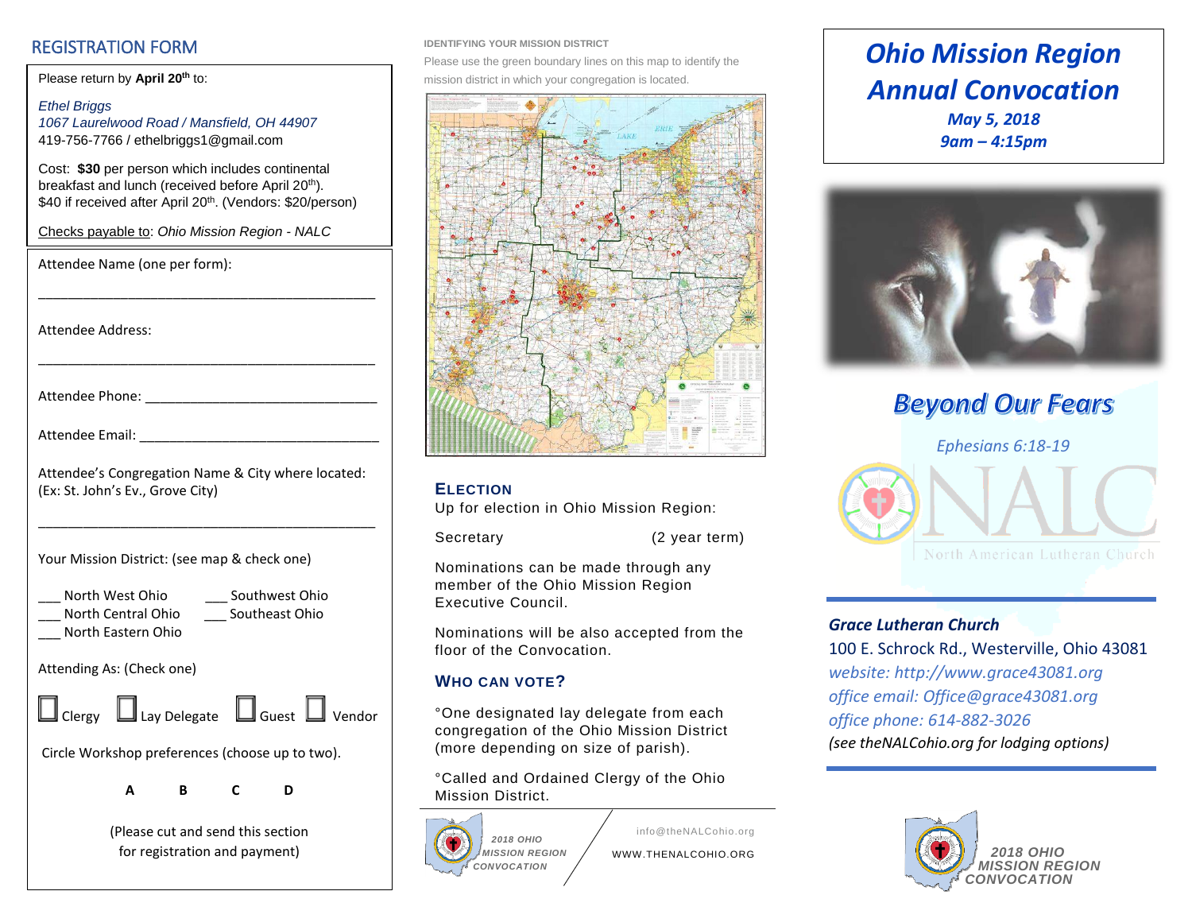## REGISTRATION FORM

Please return by **April 20th** to:

*Ethel Briggs*
*1067 Laurelwood Road / Mansfield, OH 44907*
419-756-7766 / ethelbriggs1@gmail.com

Cost: **$30** per person which includes continental breakfast and lunch (received before April 20th).
$40 if received after April 20th. (Vendors: $20/person)

Checks payable to: *Ohio Mission Region - NALC*

Attendee Name (one per form):

_______________________________________________

Attendee Address:

_______________________________________________

Attendee Phone: _______________________________

Attendee Email: ________________________________

Attendee's Congregation Name & City where located:
(Ex: St. John's Ev., Grove City)

_______________________________________________

Your Mission District: (see map & check one)

___ North West Ohio ___ Southwest Ohio
___ North Central Ohio ___ Southeast Ohio
___ North Eastern Ohio

Attending As: (Check one)

☐ Clergy ☐ Lay Delegate ☐ Guest ☐ Vendor

Circle Workshop preferences (choose up to two).

**A B C D**

(Please cut and send this section for registration and payment)

IDENTIFYING YOUR MISSION DISTRICT

Please use the green boundary lines on this map to identify the mission district in which your congregation is located.

### ELECTION

Up for election in Ohio Mission Region:

Secretary (2 year term)

Nominations can be made through any member of the Ohio Mission Region Executive Council.

Nominations will be also accepted from the floor of the Convocation.

### WHO CAN VOTE?

°One designated lay delegate from each congregation of the Ohio Mission District (more depending on size of parish).

°Called and Ordained Clergy of the Ohio Mission District.

2018 OHIO MISSION REGION CONVOCATION

info@theNALCohio.org
WWW.THENALCOHIO.ORG

# *Ohio Mission Region Annual Convocation*

***May 5, 2018***
***9am – 4:15pm***

## *Beyond Our Fears*

*Ephesians 6:18-19*

NALC
North American Lutheran Church

***Grace Lutheran Church***
100 E. Schrock Rd., Westerville, Ohio 43081
*website: http://www.grace43081.org*
*office email: Office@grace43081.org*
*office phone: 614-882-3026*
*(see theNALCohio.org for lodging options)*

2018 OHIO MISSION REGION CONVOCATION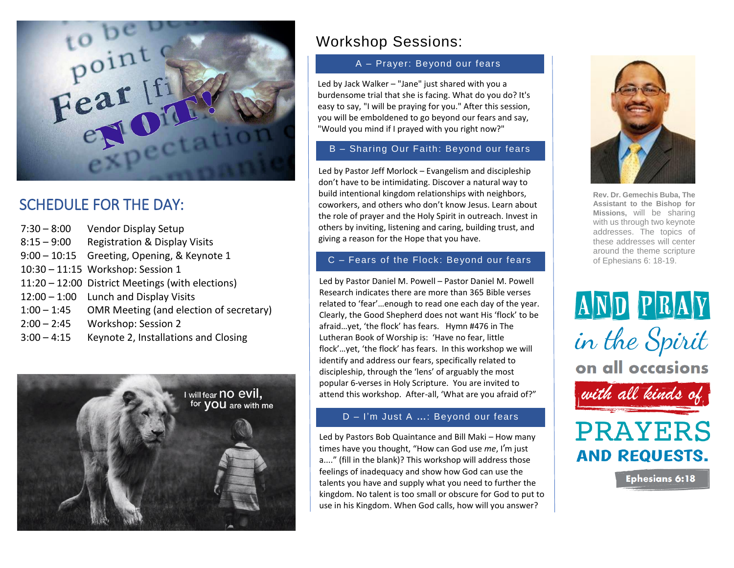## SCHEDULE FOR THE DAY:

| | |
|---|---|
| 7:30 – 8:00 | Vendor Display Setup |
| 8:15 – 9:00 | Registration & Display Visits |
| 9:00 – 10:15 | Greeting, Opening, & Keynote 1 |
| 10:30 – 11:15 | Workshop: Session 1 |
| 11:20 – 12:00 | District Meetings (with elections) |
| 12:00 – 1:00 | Lunch and Display Visits |
| 1:00 – 1:45 | OMR Meeting (and election of secretary) |
| 2:00 – 2:45 | Workshop: Session 2 |
| 3:00 – 4:15 | Keynote 2, Installations and Closing |

# Workshop Sessions:

### A – Prayer: Beyond our fears

Led by Jack Walker – "Jane" just shared with you a burdensome trial that she is facing. What do you do? It's easy to say, "I will be praying for you." After this session, you will be emboldened to go beyond our fears and say, "Would you mind if I prayed with you right now?"

### B – Sharing Our Faith: Beyond our fears

Led by Pastor Jeff Morlock – Evangelism and discipleship don't have to be intimidating. Discover a natural way to build intentional kingdom relationships with neighbors, coworkers, and others who don't know Jesus. Learn about the role of prayer and the Holy Spirit in outreach. Invest in others by inviting, listening and caring, building trust, and giving a reason for the Hope that you have.

### C – Fears of the Flock: Beyond our fears

Led by Pastor Daniel M. Powell – Pastor Daniel M. Powell Research indicates there are more than 365 Bible verses related to 'fear'…enough to read one each day of the year. Clearly, the Good Shepherd does not want His 'flock' to be afraid…yet, 'the flock' has fears. Hymn #476 in The Lutheran Book of Worship is: 'Have no fear, little flock'…yet, 'the flock' has fears. In this workshop we will identify and address our fears, specifically related to discipleship, through the 'lens' of arguably the most popular 6-verses in Holy Scripture. You are invited to attend this workshop. After-all, 'What are you afraid of?"

### D – I'm Just A …: Beyond our fears

Led by Pastors Bob Quaintance and Bill Maki – How many times have you thought, "How can God use *me*, I'm just a...." (fill in the blank)? This workshop will address those feelings of inadequacy and show how God can use the talents you have and supply what you need to further the kingdom. No talent is too small or obscure for God to put to use in his Kingdom. When God calls, how will you answer?

**Rev. Dr. Gemechis Buba, The Assistant to the Bishop for Missions,** will be sharing with us through two keynote addresses. The topics of these addresses will center around the theme scripture of Ephesians 6: 18-19.